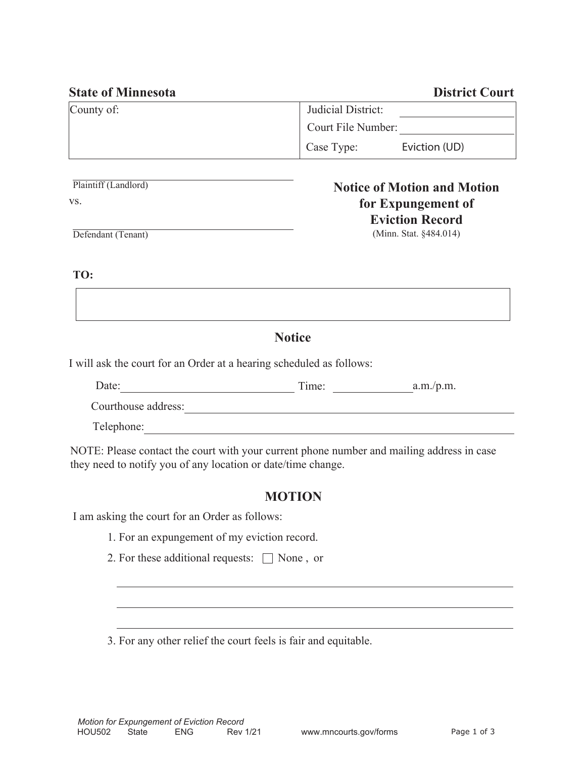**State of Minnesota** **District Court**

| County of: | Judicial District: ____________ |
|---|---|
| | Court File Number: ____________ |
| | Case Type: Eviction (UD) |

______________________________
Plaintiff (Landlord)

vs.

______________________________
Defendant (Tenant)

## Notice of Motion and Motion for Expungement of Eviction Record

(Minn. Stat. §484.014)

**TO:**

______________________________

## Notice

I will ask the court for an Order at a hearing scheduled as follows:

Date: ____________________ Time: __________ a.m./p.m.

Courthouse address: ______________________________

Telephone: ______________________________

NOTE: Please contact the court with your current phone number and mailing address in case they need to notify you of any location or date/time change.

## MOTION

I am asking the court for an Order as follows:

1. For an expungement of my eviction record.
2. For these additional requests: ☐ None , or

   ______________________________

   ______________________________

   ______________________________

3. For any other relief the court feels is fair and equitable.

*Motion for Expungement of Eviction Record*
HOU502 State ENG Rev 1/21 www.mncourts.gov/forms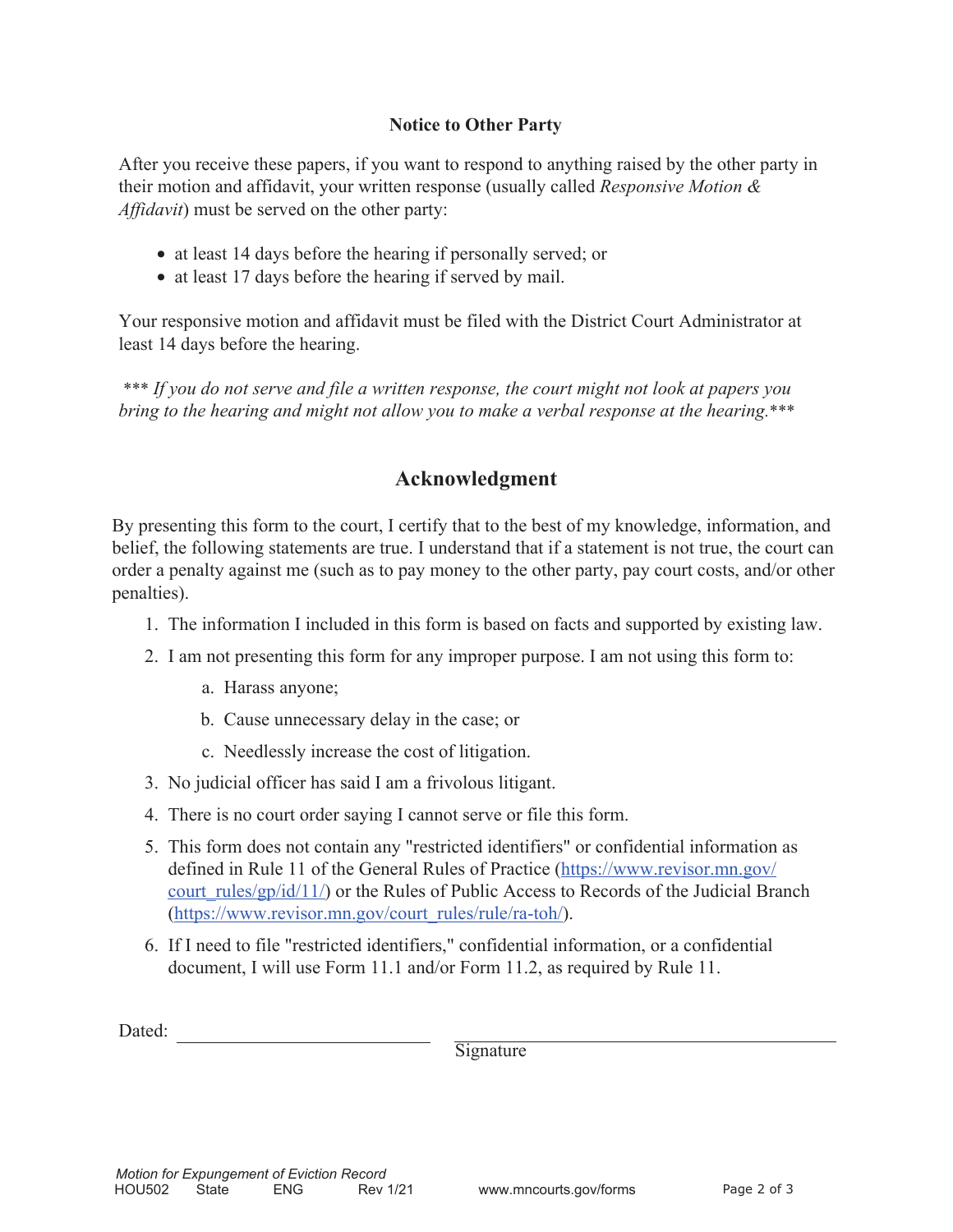**Notice to Other Party**

After you receive these papers, if you want to respond to anything raised by the other party in their motion and affidavit, your written response (usually called *Responsive Motion & Affidavit*) must be served on the other party:

- at least 14 days before the hearing if personally served; or
- at least 17 days before the hearing if served by mail.

Your responsive motion and affidavit must be filed with the District Court Administrator at least 14 days before the hearing.

*\*\*\* If you do not serve and file a written response, the court might not look at papers you bring to the hearing and might not allow you to make a verbal response at the hearing.\*\*\**

## Acknowledgment

By presenting this form to the court, I certify that to the best of my knowledge, information, and belief, the following statements are true. I understand that if a statement is not true, the court can order a penalty against me (such as to pay money to the other party, pay court costs, and/or other penalties).

1. The information I included in this form is based on facts and supported by existing law.
2. I am not presenting this form for any improper purpose. I am not using this form to:
   a. Harass anyone;
   b. Cause unnecessary delay in the case; or
   c. Needlessly increase the cost of litigation.
3. No judicial officer has said I am a frivolous litigant.
4. There is no court order saying I cannot serve or file this form.
5. This form does not contain any "restricted identifiers" or confidential information as defined in Rule 11 of the General Rules of Practice (https://www.revisor.mn.gov/court_rules/gp/id/11/) or the Rules of Public Access to Records of the Judicial Branch (https://www.revisor.mn.gov/court_rules/rule/ra-toh/).
6. If I need to file "restricted identifiers," confidential information, or a confidential document, I will use Form 11.1 and/or Form 11.2, as required by Rule 11.

Dated: ______________________ ______________________________
Signature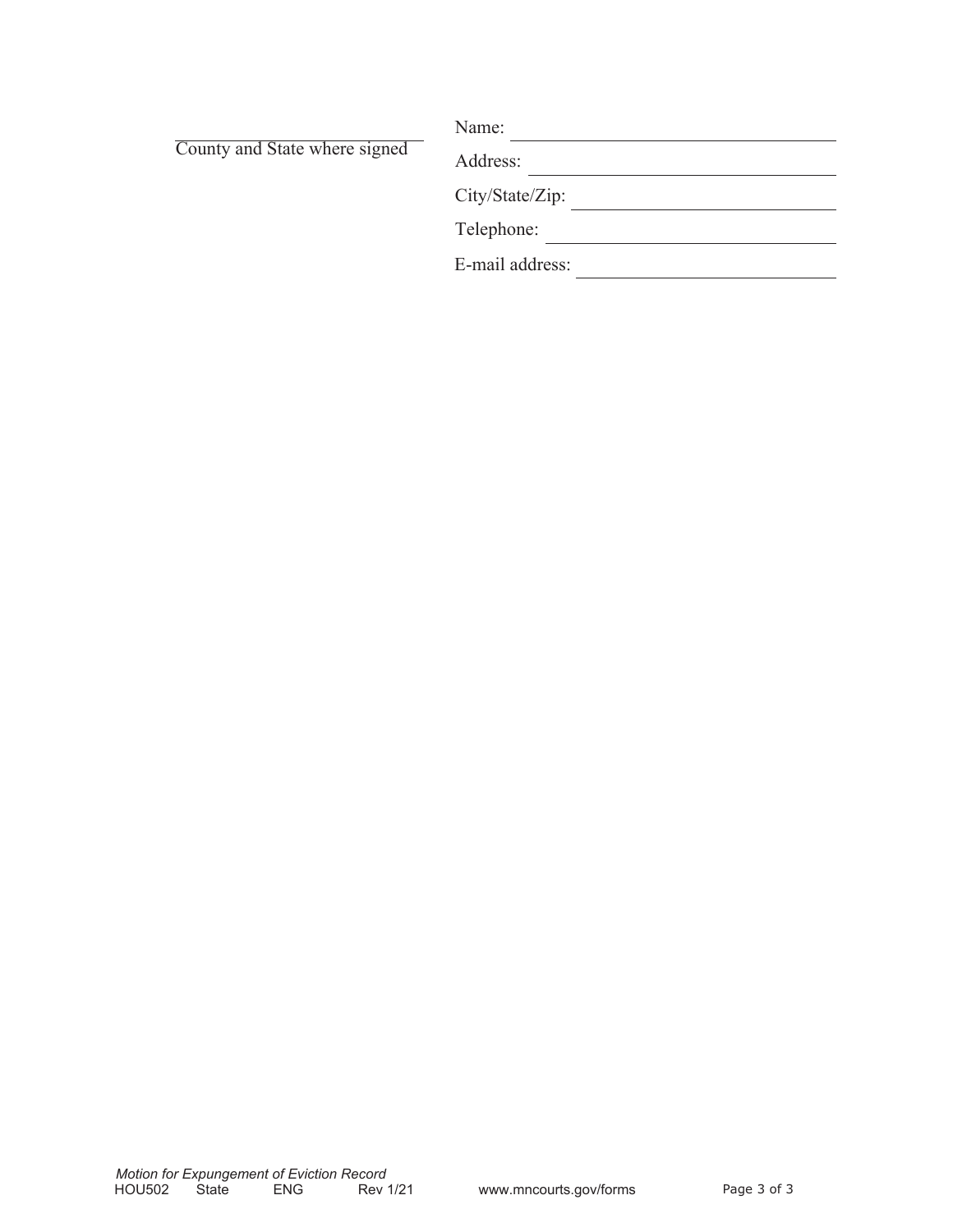\_\_\_\_\_\_\_\_\_\_\_\_\_\_\_\_\_\_\_\_\_\_\_\_\_\_\_\_\_\_
County and State where signed

Name: \_\_\_\_\_\_\_\_\_\_\_\_\_\_\_\_\_\_\_\_\_\_\_\_\_\_\_\_\_\_

Address: \_\_\_\_\_\_\_\_\_\_\_\_\_\_\_\_\_\_\_\_\_\_\_\_\_\_\_\_\_\_

City/State/Zip: \_\_\_\_\_\_\_\_\_\_\_\_\_\_\_\_\_\_\_\_\_\_\_\_\_\_\_\_\_\_

Telephone: \_\_\_\_\_\_\_\_\_\_\_\_\_\_\_\_\_\_\_\_\_\_\_\_\_\_\_\_\_\_

E-mail address: \_\_\_\_\_\_\_\_\_\_\_\_\_\_\_\_\_\_\_\_\_\_\_\_\_\_\_\_\_\_